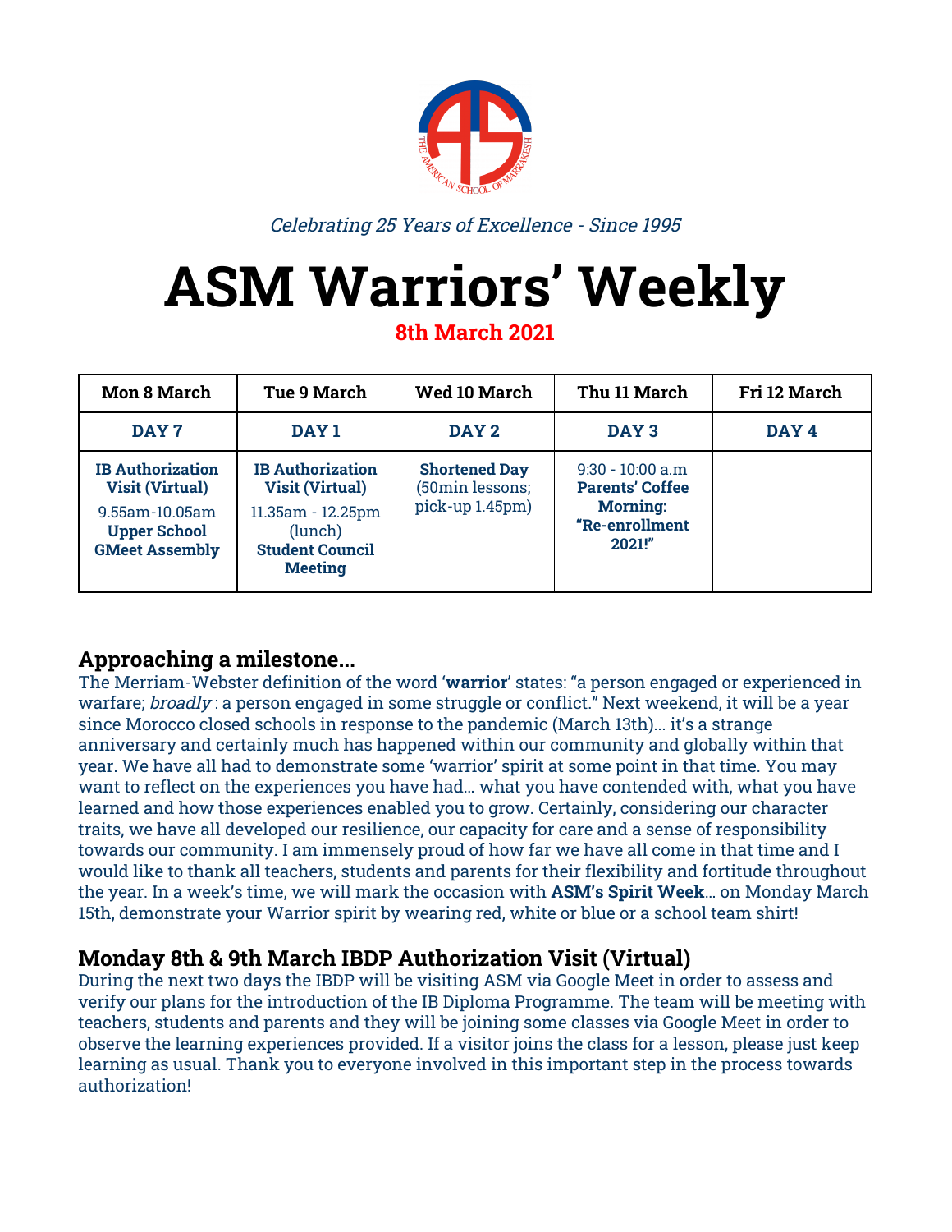*Celebrating 25 Years of Excellence - Since 1995*

# ASM Warriors' Weekly

**8th March 2021**

| Mon 8 March | Tue 9 March | Wed 10 March | Thu 11 March | Fri 12 March |
|---|---|---|---|---|
| **DAY 7** | **DAY 1** | **DAY 2** | **DAY 3** | **DAY 4** |
| **IB Authorization Visit (Virtual)** 9.55am-10.05am **Upper School GMeet Assembly** | **IB Authorization Visit (Virtual)** 11.35am - 12.25pm (lunch) **Student Council Meeting** | **Shortened Day** (50min lessons; pick-up 1.45pm) | 9:30 - 10:00 a.m **Parents' Coffee Morning: "Re-enrollment 2021!"** | |

## Approaching a milestone...

The Merriam-Webster definition of the word '**warrior**' states: "a person engaged or experienced in warfare; *broadly* : a person engaged in some struggle or conflict." Next weekend, it will be a year since Morocco closed schools in response to the pandemic (March 13th)... it's a strange anniversary and certainly much has happened within our community and globally within that year. We have all had to demonstrate some 'warrior' spirit at some point in that time. You may want to reflect on the experiences you have had... what you have contended with, what you have learned and how those experiences enabled you to grow. Certainly, considering our character traits, we have all developed our resilience, our capacity for care and a sense of responsibility towards our community. I am immensely proud of how far we have all come in that time and I would like to thank all teachers, students and parents for their flexibility and fortitude throughout the year. In a week's time, we will mark the occasion with **ASM's Spirit Week**... on Monday March 15th, demonstrate your Warrior spirit by wearing red, white or blue or a school team shirt!

## Monday 8th & 9th March IBDP Authorization Visit (Virtual)

During the next two days the IBDP will be visiting ASM via Google Meet in order to assess and verify our plans for the introduction of the IB Diploma Programme. The team will be meeting with teachers, students and parents and they will be joining some classes via Google Meet in order to observe the learning experiences provided. If a visitor joins the class for a lesson, please just keep learning as usual. Thank you to everyone involved in this important step in the process towards authorization!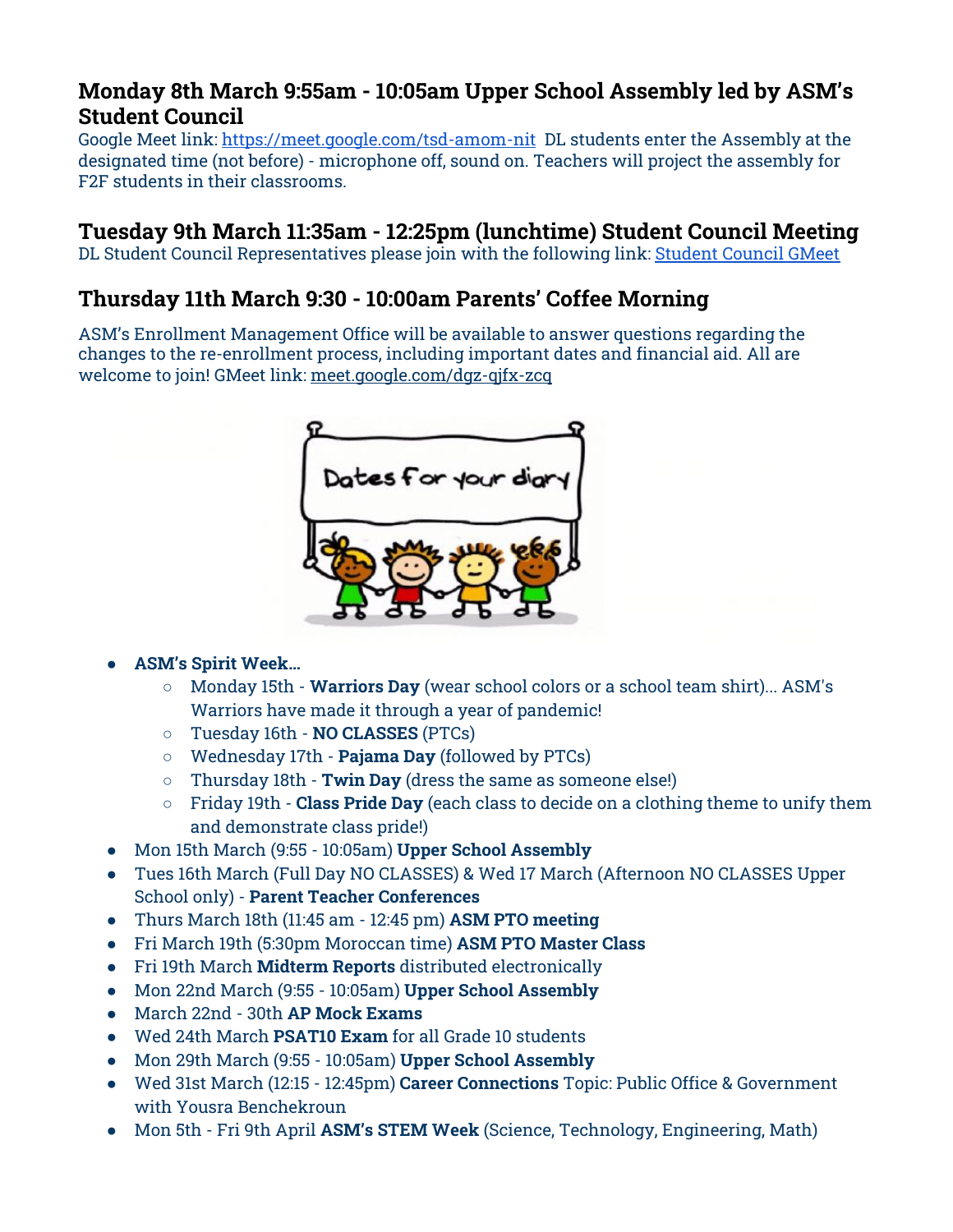## Monday 8th March 9:55am - 10:05am Upper School Assembly led by ASM's Student Council

Google Meet link: https://meet.google.com/tsd-amom-nit DL students enter the Assembly at the designated time (not before) - microphone off, sound on. Teachers will project the assembly for F2F students in their classrooms.

## Tuesday 9th March 11:35am - 12:25pm (lunchtime) Student Council Meeting

DL Student Council Representatives please join with the following link: Student Council GMeet

## Thursday 11th March 9:30 - 10:00am Parents' Coffee Morning

ASM's Enrollment Management Office will be available to answer questions regarding the changes to the re-enrollment process, including important dates and financial aid. All are welcome to join! GMeet link: meet.google.com/dgz-qjfx-zcq

- **ASM's Spirit Week...**
  - Monday 15th - **Warriors Day** (wear school colors or a school team shirt)... ASM's Warriors have made it through a year of pandemic!
  - Tuesday 16th - **NO CLASSES** (PTCs)
  - Wednesday 17th - **Pajama Day** (followed by PTCs)
  - Thursday 18th - **Twin Day** (dress the same as someone else!)
  - Friday 19th - **Class Pride Day** (each class to decide on a clothing theme to unify them and demonstrate class pride!)
- Mon 15th March (9:55 - 10:05am) **Upper School Assembly**
- Tues 16th March (Full Day NO CLASSES) & Wed 17 March (Afternoon NO CLASSES Upper School only) - **Parent Teacher Conferences**
- Thurs March 18th (11:45 am - 12:45 pm) **ASM PTO meeting**
- Fri March 19th (5:30pm Moroccan time) **ASM PTO Master Class**
- Fri 19th March **Midterm Reports** distributed electronically
- Mon 22nd March (9:55 - 10:05am) **Upper School Assembly**
- March 22nd - 30th **AP Mock Exams**
- Wed 24th March **PSAT10 Exam** for all Grade 10 students
- Mon 29th March (9:55 - 10:05am) **Upper School Assembly**
- Wed 31st March (12:15 - 12:45pm) **Career Connections** Topic: Public Office & Government with Yousra Benchekroun
- Mon 5th - Fri 9th April **ASM's STEM Week** (Science, Technology, Engineering, Math)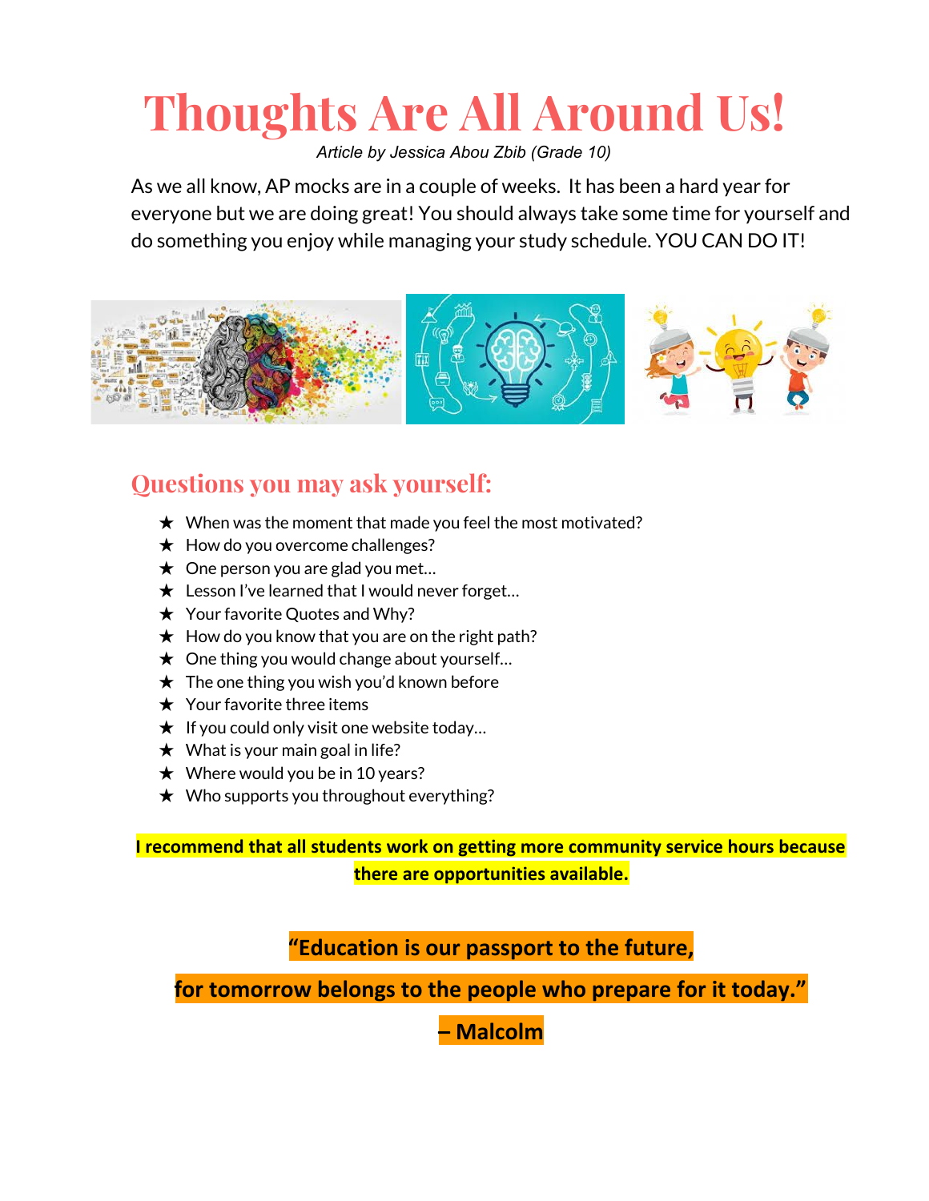# Thoughts Are All Around Us!

*Article by Jessica Abou Zbib (Grade 10)*

As we all know, AP mocks are in a couple of weeks. It has been a hard year for everyone but we are doing great! You should always take some time for yourself and do something you enjoy while managing your study schedule. YOU CAN DO IT!

## Questions you may ask yourself:

- ★ When was the moment that made you feel the most motivated?
- ★ How do you overcome challenges?
- ★ One person you are glad you met…
- ★ Lesson I've learned that I would never forget…
- ★ Your favorite Quotes and Why?
- ★ How do you know that you are on the right path?
- ★ One thing you would change about yourself…
- ★ The one thing you wish you'd known before
- ★ Your favorite three items
- ★ If you could only visit one website today…
- ★ What is your main goal in life?
- ★ Where would you be in 10 years?
- ★ Who supports you throughout everything?

**I recommend that all students work on getting more community service hours because there are opportunities available.**

**"Education is our passport to the future, for tomorrow belongs to the people who prepare for it today."**

**– Malcolm**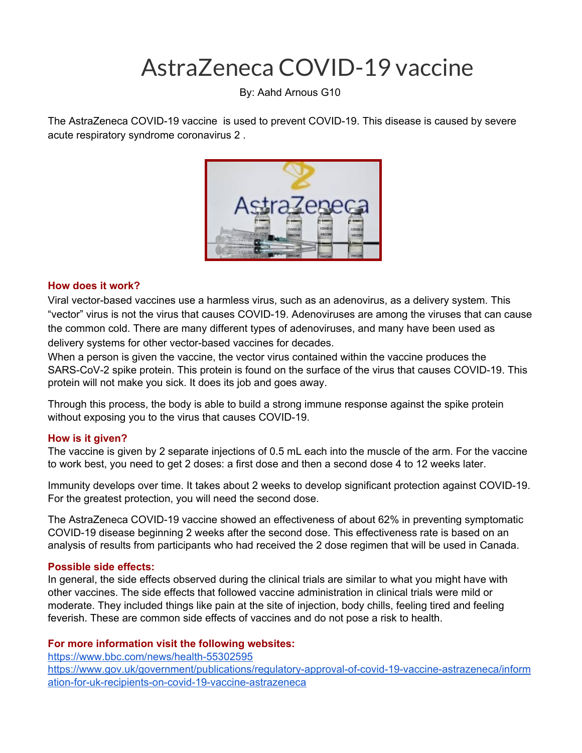# AstraZeneca COVID-19 vaccine

By: Aahd Arnous G10

The AstraZeneca COVID-19 vaccine is used to prevent COVID-19. This disease is caused by severe acute respiratory syndrome coronavirus 2 .

### How does it work?

Viral vector-based vaccines use a harmless virus, such as an adenovirus, as a delivery system. This "vector" virus is not the virus that causes COVID-19. Adenoviruses are among the viruses that can cause the common cold. There are many different types of adenoviruses, and many have been used as delivery systems for other vector-based vaccines for decades.
When a person is given the vaccine, the vector virus contained within the vaccine produces the SARS-CoV-2 spike protein. This protein is found on the surface of the virus that causes COVID-19. This protein will not make you sick. It does its job and goes away.

Through this process, the body is able to build a strong immune response against the spike protein without exposing you to the virus that causes COVID-19.

### How is it given?

The vaccine is given by 2 separate injections of 0.5 mL each into the muscle of the arm. For the vaccine to work best, you need to get 2 doses: a first dose and then a second dose 4 to 12 weeks later.

Immunity develops over time. It takes about 2 weeks to develop significant protection against COVID-19. For the greatest protection, you will need the second dose.

The AstraZeneca COVID-19 vaccine showed an effectiveness of about 62% in preventing symptomatic COVID-19 disease beginning 2 weeks after the second dose. This effectiveness rate is based on an analysis of results from participants who had received the 2 dose regimen that will be used in Canada.

### Possible side effects:

In general, the side effects observed during the clinical trials are similar to what you might have with other vaccines. The side effects that followed vaccine administration in clinical trials were mild or moderate. They included things like pain at the site of injection, body chills, feeling tired and feeling feverish. These are common side effects of vaccines and do not pose a risk to health.

### For more information visit the following websites:

https://www.bbc.com/news/health-55302595
https://www.gov.uk/government/publications/regulatory-approval-of-covid-19-vaccine-astrazeneca/information-for-uk-recipients-on-covid-19-vaccine-astrazeneca